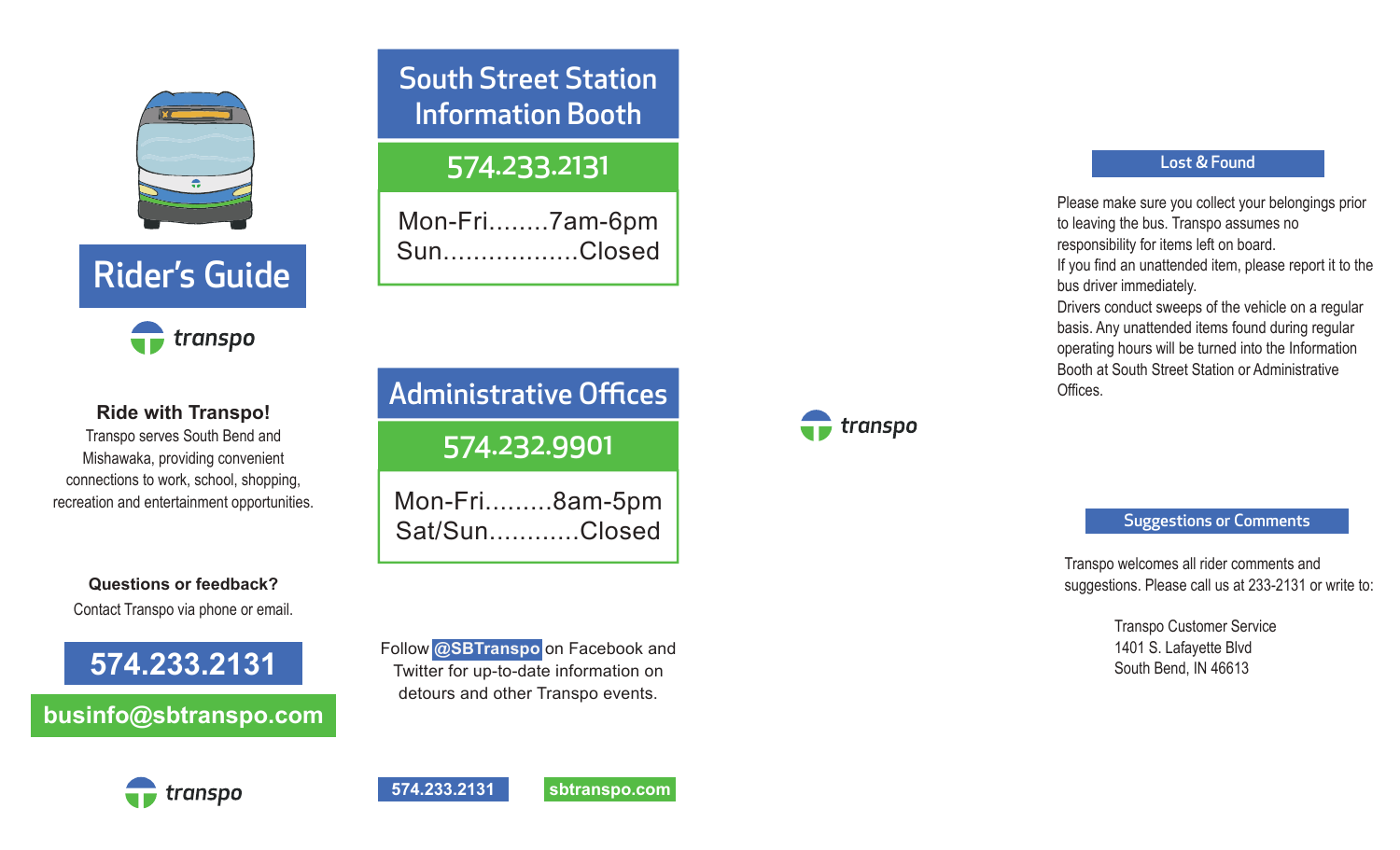# Rider's Guide

transpo

**Ride with Transpo!**

Transpo serves South Bend and Mishawaka, providing convenient connections to work, school, shopping, recreation and entertainment opportunities.

**Questions or feedback?**

Contact Transpo via phone or email.

**574.233.2131**

**businfo@sbtranspo.com**

transpo

## South Street Station Information Booth

**574.233.2131**

Mon-Fri........7am-6pm
Sun..................Closed

## Administrative Offices

**574.232.9901**

Mon-Fri.........8am-5pm
Sat/Sun............Closed

Follow **@SBTranspo** on Facebook and Twitter for up-to-date information on detours and other Transpo events.

**574.233.2131** **sbtranspo.com**

transpo

### Lost & Found

Please make sure you collect your belongings prior to leaving the bus. Transpo assumes no responsibility for items left on board.
If you find an unattended item, please report it to the bus driver immediately.
Drivers conduct sweeps of the vehicle on a regular basis. Any unattended items found during regular operating hours will be turned into the Information Booth at South Street Station or Administrative Offices.

### Suggestions or Comments

Transpo welcomes all rider comments and suggestions. Please call us at 233-2131 or write to:

Transpo Customer Service
1401 S. Lafayette Blvd
South Bend, IN 46613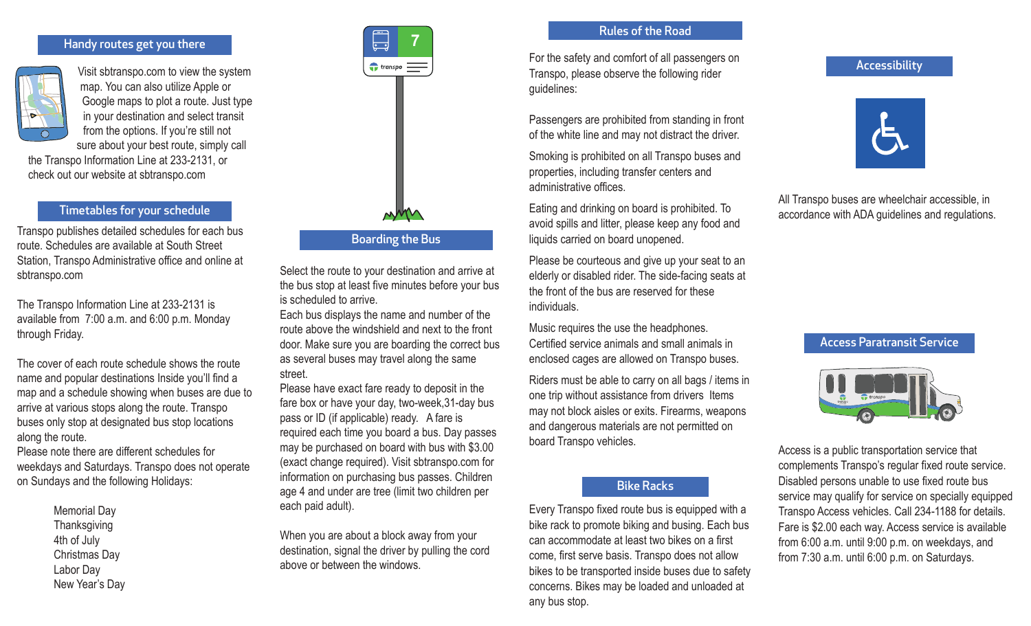## Handy routes get you there

Visit sbtranspo.com to view the system map. You can also utilize Apple or Google maps to plot a route. Just type in your destination and select transit from the options. If you're still not sure about your best route, simply call the Transpo Information Line at 233-2131, or check out our website at sbtranspo.com

## Timetables for your schedule

Transpo publishes detailed schedules for each bus route. Schedules are available at South Street Station, Transpo Administrative office and online at sbtranspo.com

The Transpo Information Line at 233-2131 is available from 7:00 a.m. and 6:00 p.m. Monday through Friday.

The cover of each route schedule shows the route name and popular destinations Inside you'll find a map and a schedule showing when buses are due to arrive at various stops along the route. Transpo buses only stop at designated bus stop locations along the route.
Please note there are different schedules for weekdays and Saturdays. Transpo does not operate on Sundays and the following Holidays:

- Memorial Day
- Thanksgiving
- 4th of July
- Christmas Day
- Labor Day
- New Year's Day

7

transpo

## Boarding the Bus

Select the route to your destination and arrive at the bus stop at least five minutes before your bus is scheduled to arrive.
Each bus displays the name and number of the route above the windshield and next to the front door. Make sure you are boarding the correct bus as several buses may travel along the same street.
Please have exact fare ready to deposit in the fare box or have your day, two-week,31-day bus pass or ID (if applicable) ready. A fare is required each time you board a bus. Day passes may be purchased on board with bus with $3.00 (exact change required). Visit sbtranspo.com for information on purchasing bus passes. Children age 4 and under are tree (limit two children per each paid adult).

When you are about a block away from your destination, signal the driver by pulling the cord above or between the windows.

## Rules of the Road

For the safety and comfort of all passengers on Transpo, please observe the following rider guidelines:

Passengers are prohibited from standing in front of the white line and may not distract the driver.

Smoking is prohibited on all Transpo buses and properties, including transfer centers and administrative offices.

Eating and drinking on board is prohibited. To avoid spills and litter, please keep any food and liquids carried on board unopened.

Please be courteous and give up your seat to an elderly or disabled rider. The side-facing seats at the front of the bus are reserved for these individuals.

Music requires the use the headphones. Certified service animals and small animals in enclosed cages are allowed on Transpo buses.

Riders must be able to carry on all bags / items in one trip without assistance from drivers Items may not block aisles or exits. Firearms, weapons and dangerous materials are not permitted on board Transpo vehicles.

## Bike Racks

Every Transpo fixed route bus is equipped with a bike rack to promote biking and busing. Each bus can accommodate at least two bikes on a first come, first serve basis. Transpo does not allow bikes to be transported inside buses due to safety concerns. Bikes may be loaded and unloaded at any bus stop.

## Accessibility

All Transpo buses are wheelchair accessible, in accordance with ADA guidelines and regulations.

## Access Paratransit Service

Access is a public transportation service that complements Transpo's regular fixed route service. Disabled persons unable to use fixed route bus service may qualify for service on specially equipped Transpo Access vehicles. Call 234-1188 for details. Fare is $2.00 each way. Access service is available from 6:00 a.m. until 9:00 p.m. on weekdays, and from 7:30 a.m. until 6:00 p.m. on Saturdays.